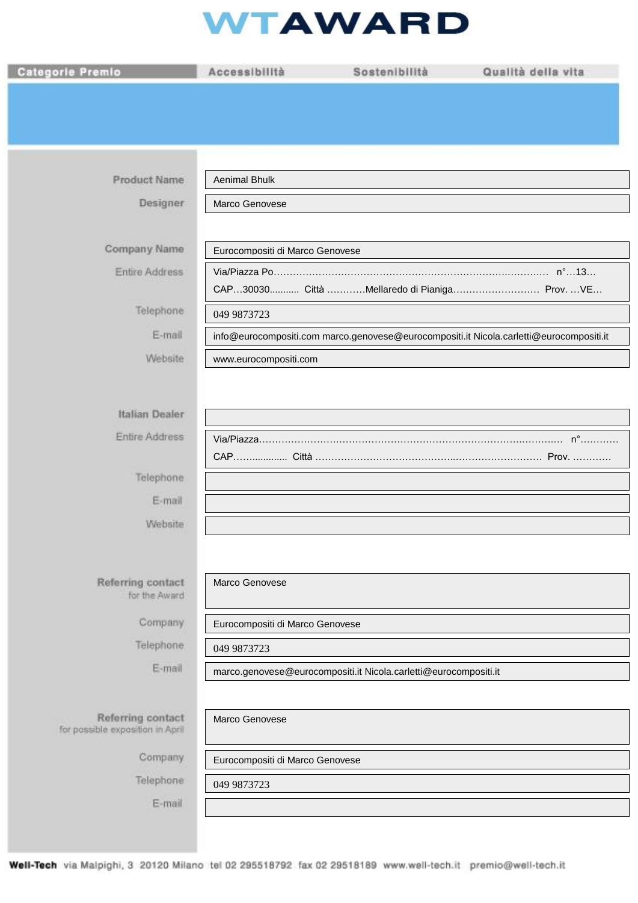# WTAWARD

| Categorie Premio | Accessibilità | Sostenibilità | Qualità della vita |
|---|---|---|---|

| | |
|---|---|
| **Product Name** | Aenimal Bhulk |
| **Designer** | Marco Genovese |
| **Company Name** | Eurocompositi di Marco Genovese |
| Entire Address | Via/Piazza Po………………………………………………………………………….…… n°…13… CAP…30030........... Città …………Mellaredo di Pianiga……………………… Prov. …VE… |
| Telephone | 049 9873723 |
| E-mail | info@eurocompositi.com marco.genovese@eurocompositi.it Nicola.carletti@eurocompositi.it |
| Website | www.eurocompositi.com |
| **Italian Dealer** | |
| Entire Address | Via/Piazza……………………………………………………………………….……….. n°………… CAP……............ Città ………………………………………..……………………. Prov. ………… |
| Telephone | |
| E-mail | |
| Website | |
| **Referring contact** for the Award | Marco Genovese |
| Company | Eurocompositi di Marco Genovese |
| Telephone | 049 9873723 |
| E-mail | marco.genovese@eurocompositi.it Nicola.carletti@eurocompositi.it |
| **Referring contact** for possible exposition in April | Marco Genovese |
| Company | Eurocompositi di Marco Genovese |
| Telephone | 049 9873723 |
| E-mail | |

**Well-Tech** via Malpighi, 3 20120 Milano tel 02 295518792 fax 02 29518189 www.well-tech.it premio@well-tech.it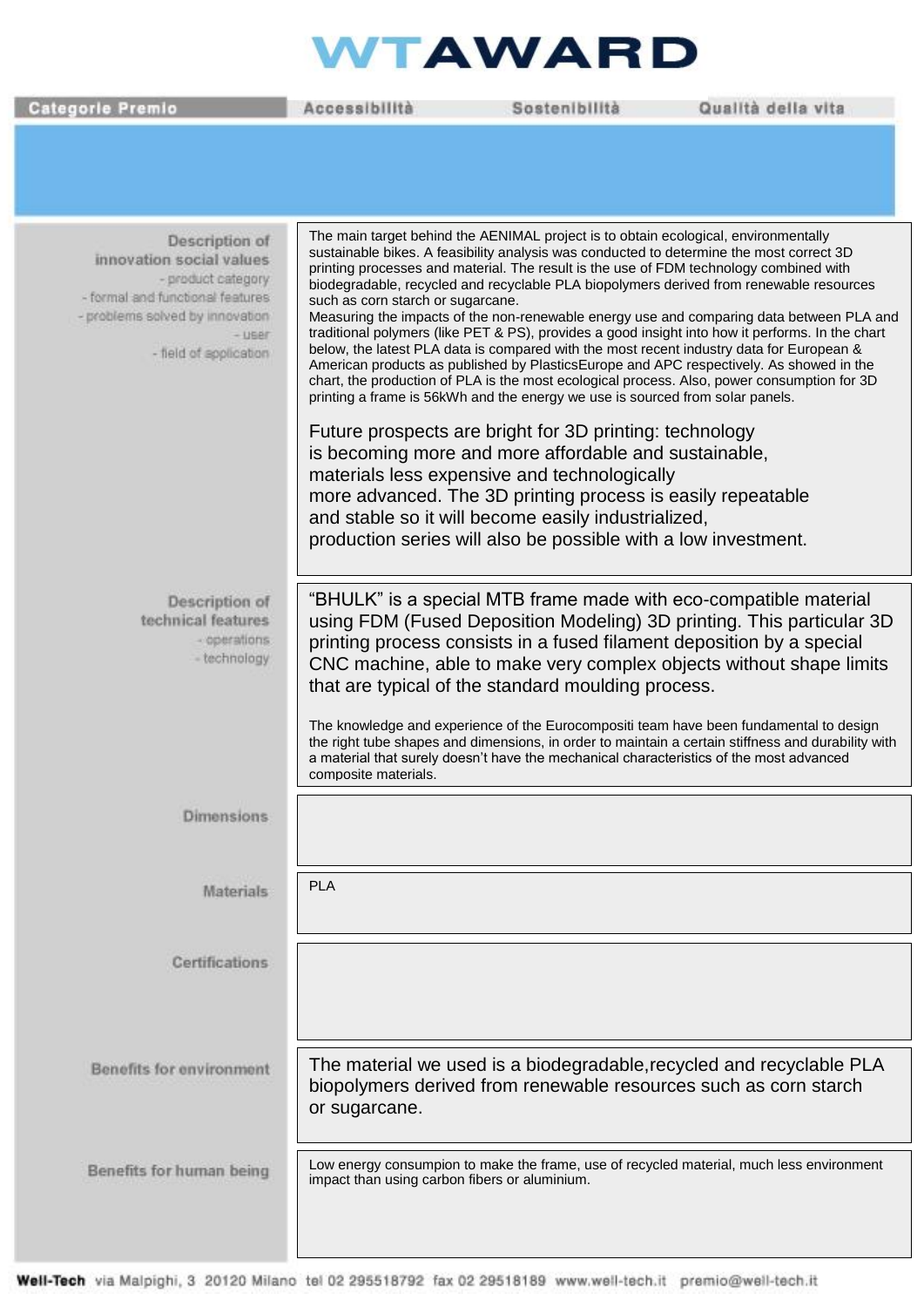# WTAWARD

| Categorie Premio | Accessibilità | Sostenibilità | Qualità della vita |
|---|---|---|---|

| | |
|---|---|
| **Description of innovation social values** - product category - formal and functional features - problems solved by innovation - user - field of application | The main target behind the AENIMAL project is to obtain ecological, environmentally sustainable bikes. A feasibility analysis was conducted to determine the most correct 3D printing processes and material. The result is the use of FDM technology combined with biodegradable, recycled and recyclable PLA biopolymers derived from renewable resources such as corn starch or sugarcane. Measuring the impacts of the non-renewable energy use and comparing data between PLA and traditional polymers (like PET & PS), provides a good insight into how it performs. In the chart below, the latest PLA data is compared with the most recent industry data for European & American products as published by PlasticsEurope and APC respectively. As showed in the chart, the production of PLA is the most ecological process. Also, power consumption for 3D printing a frame is 56kWh and the energy we use is sourced from solar panels.<br><br>Future prospects are bright for 3D printing: technology is becoming more and more affordable and sustainable, materials less expensive and technologically more advanced. The 3D printing process is easily repeatable and stable so it will become easily industrialized, production series will also be possible with a low investment. |
| **Description of technical features** - operations - technology | "BHULK" is a special MTB frame made with eco-compatible material using FDM (Fused Deposition Modeling) 3D printing. This particular 3D printing process consists in a fused filament deposition by a special CNC machine, able to make very complex objects without shape limits that are typical of the standard moulding process.<br><br>The knowledge and experience of the Eurocompositi team have been fundamental to design the right tube shapes and dimensions, in order to maintain a certain stiffness and durability with a material that surely doesn't have the mechanical characteristics of the most advanced composite materials. |
| **Dimensions** | |
| **Materials** | PLA |
| **Certifications** | |
| **Benefits for environment** | The material we used is a biodegradable,recycled and recyclable PLA biopolymers derived from renewable resources such as corn starch or sugarcane. |
| **Benefits for human being** | Low energy consumpion to make the frame, use of recycled material, much less environment impact than using carbon fibers or aluminium. |

**Well-Tech** via Malpighi, 3 20120 Milano tel 02 295518792 fax 02 29518189 www.well-tech.it premio@well-tech.it